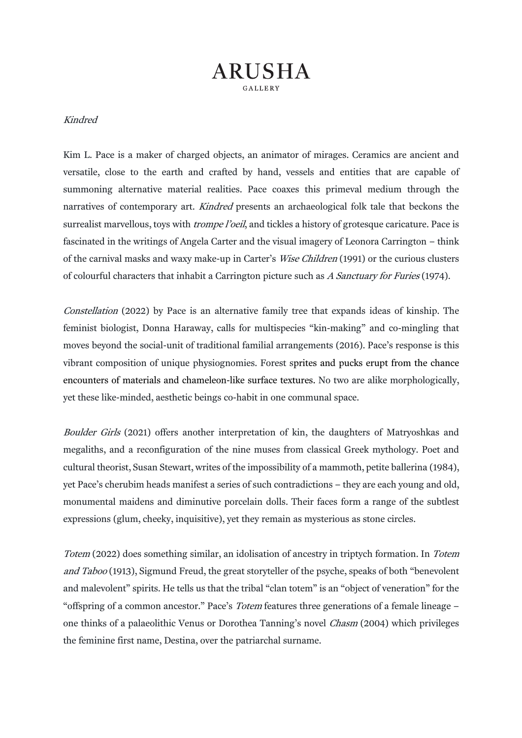# ARUSHA
GALLERY

*Kindred*

Kim L. Pace is a maker of charged objects, an animator of mirages. Ceramics are ancient and versatile, close to the earth and crafted by hand, vessels and entities that are capable of summoning alternative material realities. Pace coaxes this primeval medium through the narratives of contemporary art. *Kindred* presents an archaeological folk tale that beckons the surrealist marvellous, toys with *trompe l'oeil*, and tickles a history of grotesque caricature. Pace is fascinated in the writings of Angela Carter and the visual imagery of Leonora Carrington – think of the carnival masks and waxy make-up in Carter's *Wise Children* (1991) or the curious clusters of colourful characters that inhabit a Carrington picture such as *A Sanctuary for Furies* (1974).

*Constellation* (2022) by Pace is an alternative family tree that expands ideas of kinship. The feminist biologist, Donna Haraway, calls for multispecies "kin-making" and co-mingling that moves beyond the social-unit of traditional familial arrangements (2016). Pace's response is this vibrant composition of unique physiognomies. Forest sprites and pucks erupt from the chance encounters of materials and chameleon-like surface textures. No two are alike morphologically, yet these like-minded, aesthetic beings co-habit in one communal space.

*Boulder Girls* (2021) offers another interpretation of kin, the daughters of Matryoshkas and megaliths, and a reconfiguration of the nine muses from classical Greek mythology. Poet and cultural theorist, Susan Stewart, writes of the impossibility of a mammoth, petite ballerina (1984), yet Pace's cherubim heads manifest a series of such contradictions – they are each young and old, monumental maidens and diminutive porcelain dolls. Their faces form a range of the subtlest expressions (glum, cheeky, inquisitive), yet they remain as mysterious as stone circles.

*Totem* (2022) does something similar, an idolisation of ancestry in triptych formation. In *Totem and Taboo* (1913), Sigmund Freud, the great storyteller of the psyche, speaks of both "benevolent and malevolent" spirits. He tells us that the tribal "clan totem" is an "object of veneration" for the "offspring of a common ancestor." Pace's *Totem* features three generations of a female lineage – one thinks of a palaeolithic Venus or Dorothea Tanning's novel *Chasm* (2004) which privileges the feminine first name, Destina, over the patriarchal surname.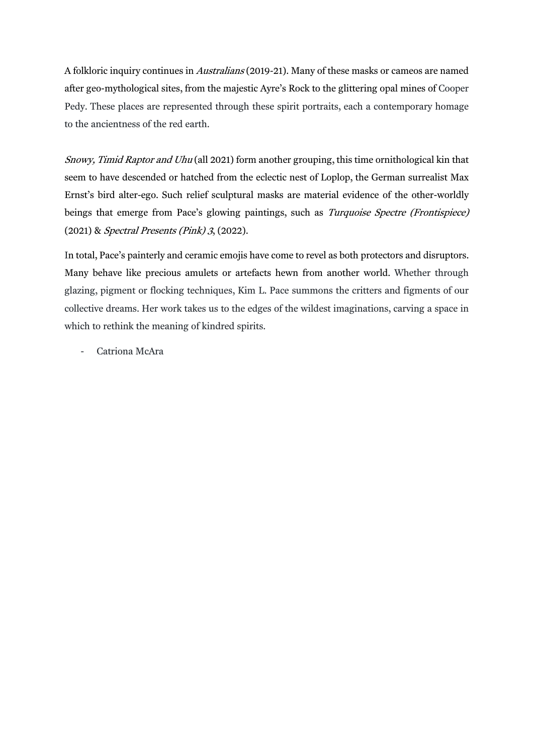A folkloric inquiry continues in *Australians* (2019-21). Many of these masks or cameos are named after geo-mythological sites, from the majestic Ayre's Rock to the glittering opal mines of Cooper Pedy. These places are represented through these spirit portraits, each a contemporary homage to the ancientness of the red earth.

*Snowy, Timid Raptor and Uhu* (all 2021) form another grouping, this time ornithological kin that seem to have descended or hatched from the eclectic nest of Loplop, the German surrealist Max Ernst's bird alter-ego. Such relief sculptural masks are material evidence of the other-worldly beings that emerge from Pace's glowing paintings, such as *Turquoise Spectre (Frontispiece)* (2021) & *Spectral Presents (Pink) 3*, (2022).

In total, Pace's painterly and ceramic emojis have come to revel as both protectors and disruptors. Many behave like precious amulets or artefacts hewn from another world. Whether through glazing, pigment or flocking techniques, Kim L. Pace summons the critters and figments of our collective dreams. Her work takes us to the edges of the wildest imaginations, carving a space in which to rethink the meaning of kindred spirits.

- Catriona McAra